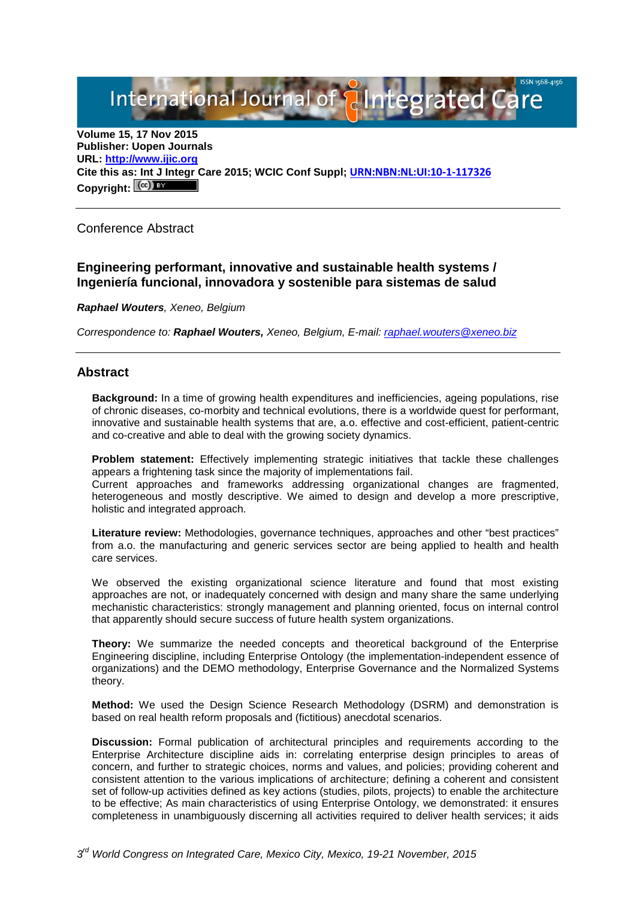Volume 15, 17 Nov 2015
**Publisher: Uopen Journals**
**URL: http://www.ijic.org**
**Cite this as: Int J Integr Care 2015; WCIC Conf Suppl; URN:NBN:NL:UI:10-1-117326**
**Copyright:**

Conference Abstract

## Engineering performant, innovative and sustainable health systems / Ingeniería funcional, innovadora y sostenible para sistemas de salud

***Raphael Wouters**, Xeneo, Belgium*

*Correspondence to: **Raphael Wouters,** Xeneo, Belgium, E-mail: raphael.wouters@xeneo.biz*

## Abstract

**Background:** In a time of growing health expenditures and inefficiencies, ageing populations, rise of chronic diseases, co-morbity and technical evolutions, there is a worldwide quest for performant, innovative and sustainable health systems that are, a.o. effective and cost-efficient, patient-centric and co-creative and able to deal with the growing society dynamics.

**Problem statement:** Effectively implementing strategic initiatives that tackle these challenges appears a frightening task since the majority of implementations fail.
Current approaches and frameworks addressing organizational changes are fragmented, heterogeneous and mostly descriptive. We aimed to design and develop a more prescriptive, holistic and integrated approach.

**Literature review:** Methodologies, governance techniques, approaches and other "best practices" from a.o. the manufacturing and generic services sector are being applied to health and health care services.

We observed the existing organizational science literature and found that most existing approaches are not, or inadequately concerned with design and many share the same underlying mechanistic characteristics: strongly management and planning oriented, focus on internal control that apparently should secure success of future health system organizations.

**Theory:** We summarize the needed concepts and theoretical background of the Enterprise Engineering discipline, including Enterprise Ontology (the implementation-independent essence of organizations) and the DEMO methodology, Enterprise Governance and the Normalized Systems theory.

**Method:** We used the Design Science Research Methodology (DSRM) and demonstration is based on real health reform proposals and (fictitious) anecdotal scenarios.

**Discussion:** Formal publication of architectural principles and requirements according to the Enterprise Architecture discipline aids in: correlating enterprise design principles to areas of concern, and further to strategic choices, norms and values, and policies; providing coherent and consistent attention to the various implications of architecture; defining a coherent and consistent set of follow-up activities defined as key actions (studies, pilots, projects) to enable the architecture to be effective; As main characteristics of using Enterprise Ontology, we demonstrated: it ensures completeness in unambiguously discerning all activities required to deliver health services; it aids

*3rd World Congress on Integrated Care, Mexico City, Mexico, 19-21 November, 2015*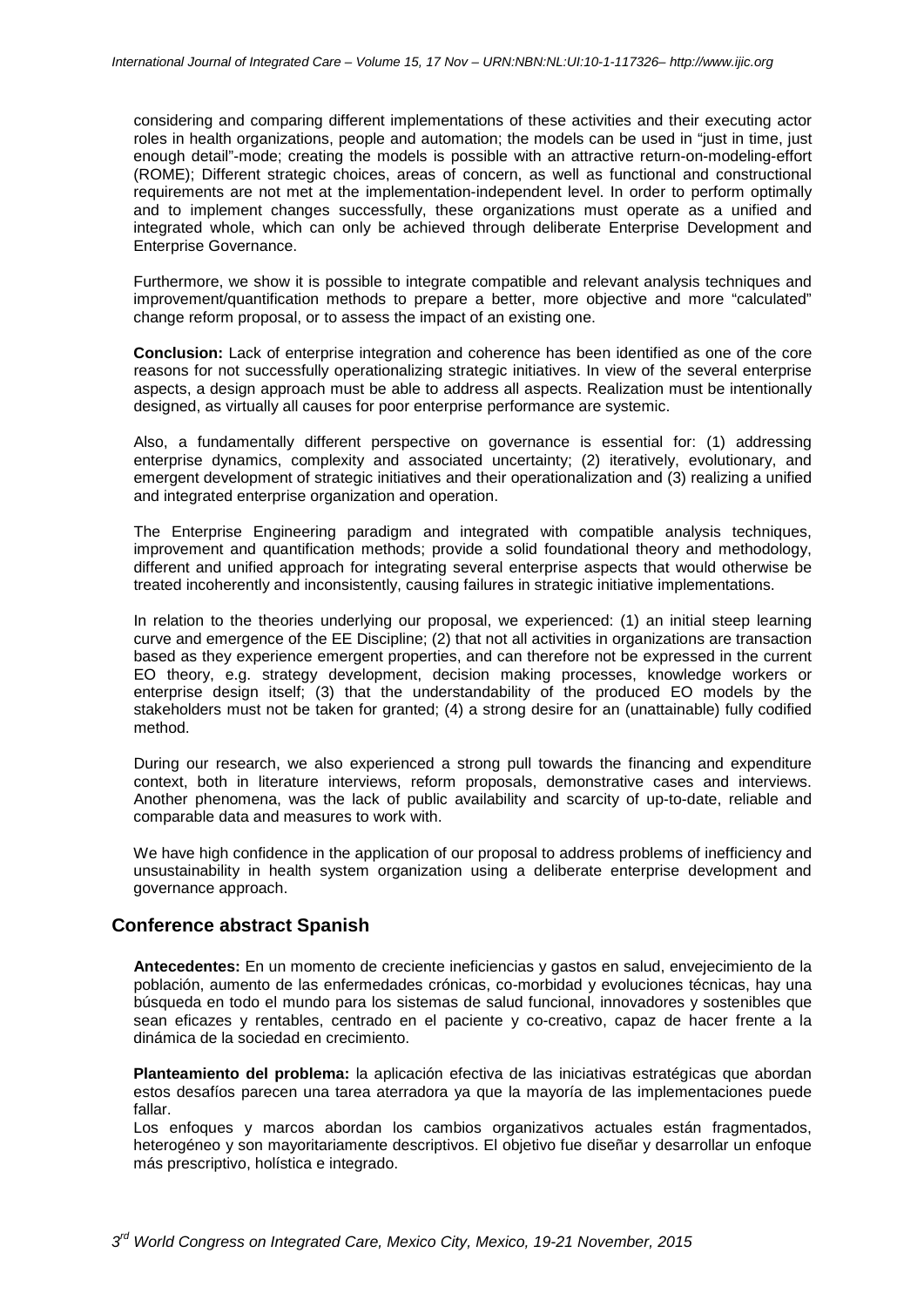considering and comparing different implementations of these activities and their executing actor roles in health organizations, people and automation; the models can be used in "just in time, just enough detail"-mode; creating the models is possible with an attractive return-on-modeling-effort (ROME); Different strategic choices, areas of concern, as well as functional and constructional requirements are not met at the implementation-independent level. In order to perform optimally and to implement changes successfully, these organizations must operate as a unified and integrated whole, which can only be achieved through deliberate Enterprise Development and Enterprise Governance.

Furthermore, we show it is possible to integrate compatible and relevant analysis techniques and improvement/quantification methods to prepare a better, more objective and more "calculated" change reform proposal, or to assess the impact of an existing one.

**Conclusion:** Lack of enterprise integration and coherence has been identified as one of the core reasons for not successfully operationalizing strategic initiatives. In view of the several enterprise aspects, a design approach must be able to address all aspects. Realization must be intentionally designed, as virtually all causes for poor enterprise performance are systemic.

Also, a fundamentally different perspective on governance is essential for: (1) addressing enterprise dynamics, complexity and associated uncertainty; (2) iteratively, evolutionary, and emergent development of strategic initiatives and their operationalization and (3) realizing a unified and integrated enterprise organization and operation.

The Enterprise Engineering paradigm and integrated with compatible analysis techniques, improvement and quantification methods; provide a solid foundational theory and methodology, different and unified approach for integrating several enterprise aspects that would otherwise be treated incoherently and inconsistently, causing failures in strategic initiative implementations.

In relation to the theories underlying our proposal, we experienced: (1) an initial steep learning curve and emergence of the EE Discipline; (2) that not all activities in organizations are transaction based as they experience emergent properties, and can therefore not be expressed in the current EO theory, e.g. strategy development, decision making processes, knowledge workers or enterprise design itself; (3) that the understandability of the produced EO models by the stakeholders must not be taken for granted; (4) a strong desire for an (unattainable) fully codified method.

During our research, we also experienced a strong pull towards the financing and expenditure context, both in literature interviews, reform proposals, demonstrative cases and interviews. Another phenomena, was the lack of public availability and scarcity of up-to-date, reliable and comparable data and measures to work with.

We have high confidence in the application of our proposal to address problems of inefficiency and unsustainability in health system organization using a deliberate enterprise development and governance approach.

## Conference abstract Spanish

**Antecedentes:** En un momento de creciente ineficiencias y gastos en salud, envejecimiento de la población, aumento de las enfermedades crónicas, co-morbidad y evoluciones técnicas, hay una búsqueda en todo el mundo para los sistemas de salud funcional, innovadores y sostenibles que sean eficazes y rentables, centrado en el paciente y co-creativo, capaz de hacer frente a la dinámica de la sociedad en crecimiento.

**Planteamiento del problema:** la aplicación efectiva de las iniciativas estratégicas que abordan estos desafíos parecen una tarea aterradora ya que la mayoría de las implementaciones puede fallar.

Los enfoques y marcos abordan los cambios organizativos actuales están fragmentados, heterogéneo y son mayoritariamente descriptivos. El objetivo fue diseñar y desarrollar un enfoque más prescriptivo, holística e integrado.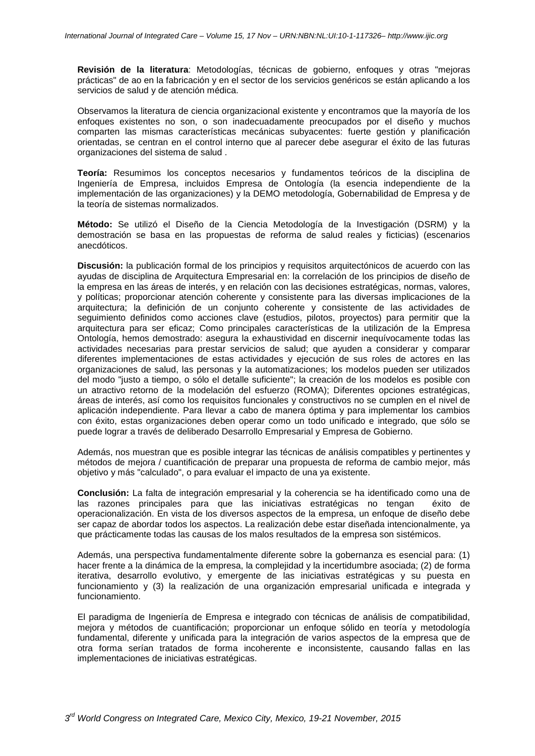**Revisión de la literatura**: Metodologías, técnicas de gobierno, enfoques y otras "mejoras prácticas" de ao en la fabricación y en el sector de los servicios genéricos se están aplicando a los servicios de salud y de atención médica.

Observamos la literatura de ciencia organizacional existente y encontramos que la mayoría de los enfoques existentes no son, o son inadecuadamente preocupados por el diseño y muchos comparten las mismas características mecánicas subyacentes: fuerte gestión y planificación orientadas, se centran en el control interno que al parecer debe asegurar el éxito de las futuras organizaciones del sistema de salud .

**Teoría:** Resumimos los conceptos necesarios y fundamentos teóricos de la disciplina de Ingeniería de Empresa, incluidos Empresa de Ontología (la esencia independiente de la implementación de las organizaciones) y la DEMO metodología, Gobernabilidad de Empresa y de la teoría de sistemas normalizados.

**Método:** Se utilizó el Diseño de la Ciencia Metodología de la Investigación (DSRM) y la demostración se basa en las propuestas de reforma de salud reales y ficticias) (escenarios anecdóticos.

**Discusión:** la publicación formal de los principios y requisitos arquitectónicos de acuerdo con las ayudas de disciplina de Arquitectura Empresarial en: la correlación de los principios de diseño de la empresa en las áreas de interés, y en relación con las decisiones estratégicas, normas, valores, y políticas; proporcionar atención coherente y consistente para las diversas implicaciones de la arquitectura; la definición de un conjunto coherente y consistente de las actividades de seguimiento definidos como acciones clave (estudios, pilotos, proyectos) para permitir que la arquitectura para ser eficaz; Como principales características de la utilización de la Empresa Ontología, hemos demostrado: asegura la exhaustividad en discernir inequívocamente todas las actividades necesarias para prestar servicios de salud; que ayuden a considerar y comparar diferentes implementaciones de estas actividades y ejecución de sus roles de actores en las organizaciones de salud, las personas y la automatizaciones; los modelos pueden ser utilizados del modo "justo a tiempo, o sólo el detalle suficiente"; la creación de los modelos es posible con un atractivo retorno de la modelación del esfuerzo (ROMA); Diferentes opciones estratégicas, áreas de interés, así como los requisitos funcionales y constructivos no se cumplen en el nivel de aplicación independiente. Para llevar a cabo de manera óptima y para implementar los cambios con éxito, estas organizaciones deben operar como un todo unificado e integrado, que sólo se puede lograr a través de deliberado Desarrollo Empresarial y Empresa de Gobierno.

Además, nos muestran que es posible integrar las técnicas de análisis compatibles y pertinentes y métodos de mejora / cuantificación de preparar una propuesta de reforma de cambio mejor, más objetivo y más "calculado", o para evaluar el impacto de una ya existente.

**Conclusión:** La falta de integración empresarial y la coherencia se ha identificado como una de las razones principales para que las iniciativas estratégicas no tengan éxito de operacionalización. En vista de los diversos aspectos de la empresa, un enfoque de diseño debe ser capaz de abordar todos los aspectos. La realización debe estar diseñada intencionalmente, ya que prácticamente todas las causas de los malos resultados de la empresa son sistémicos.

Además, una perspectiva fundamentalmente diferente sobre la gobernanza es esencial para: (1) hacer frente a la dinámica de la empresa, la complejidad y la incertidumbre asociada; (2) de forma iterativa, desarrollo evolutivo, y emergente de las iniciativas estratégicas y su puesta en funcionamiento y (3) la realización de una organización empresarial unificada e integrada y funcionamiento.

El paradigma de Ingeniería de Empresa e integrado con técnicas de análisis de compatibilidad, mejora y métodos de cuantificación; proporcionar un enfoque sólido en teoría y metodología fundamental, diferente y unificada para la integración de varios aspectos de la empresa que de otra forma serían tratados de forma incoherente e inconsistente, causando fallas en las implementaciones de iniciativas estratégicas.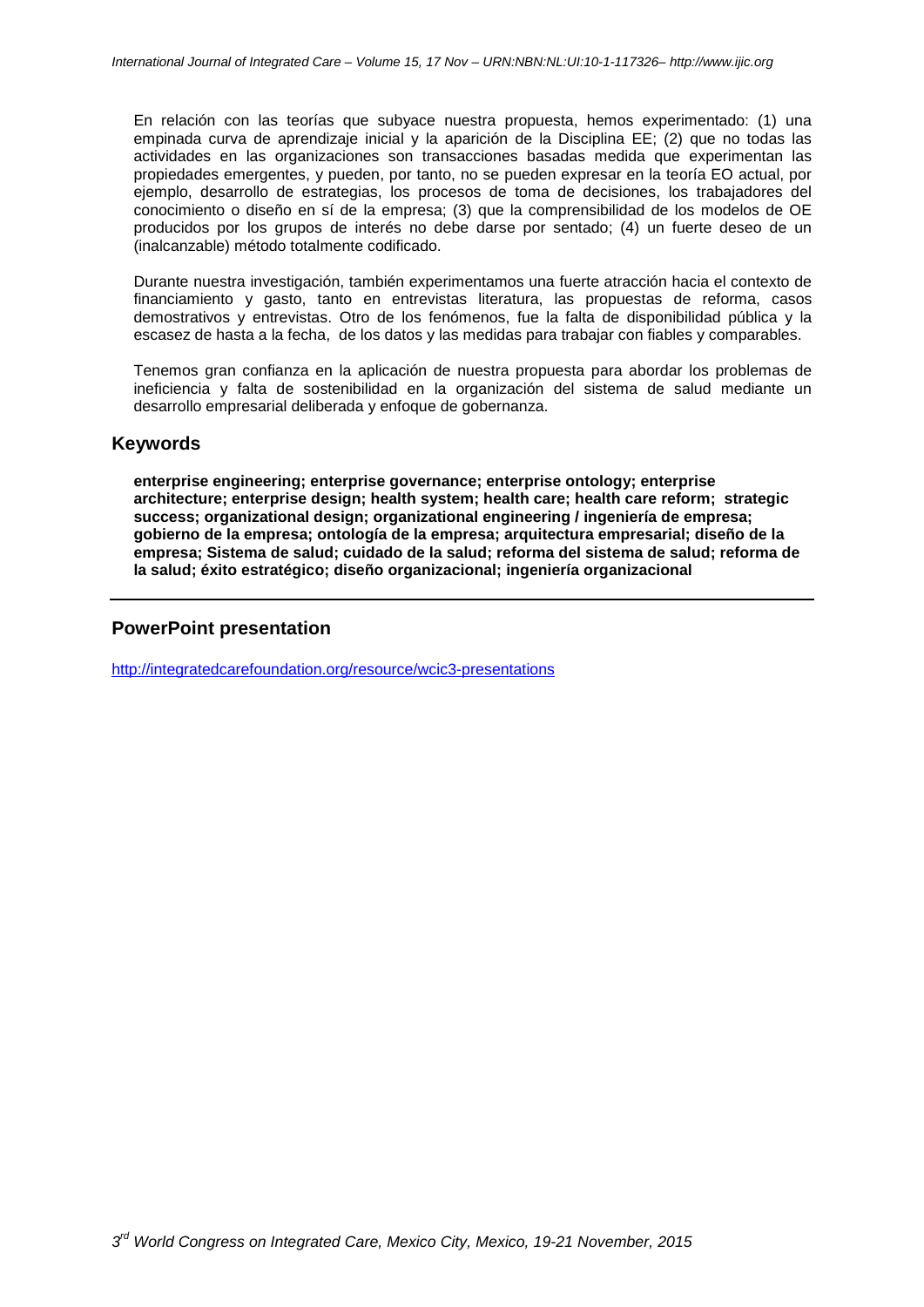En relación con las teorías que subyace nuestra propuesta, hemos experimentado: (1) una empinada curva de aprendizaje inicial y la aparición de la Disciplina EE; (2) que no todas las actividades en las organizaciones son transacciones basadas medida que experimentan las propiedades emergentes, y pueden, por tanto, no se pueden expresar en la teoría EO actual, por ejemplo, desarrollo de estrategias, los procesos de toma de decisiones, los trabajadores del conocimiento o diseño en sí de la empresa; (3) que la comprensibilidad de los modelos de OE producidos por los grupos de interés no debe darse por sentado; (4) un fuerte deseo de un (inalcanzable) método totalmente codificado.

Durante nuestra investigación, también experimentamos una fuerte atracción hacia el contexto de financiamiento y gasto, tanto en entrevistas literatura, las propuestas de reforma, casos demostrativos y entrevistas. Otro de los fenómenos, fue la falta de disponibilidad pública y la escasez de hasta a la fecha, de los datos y las medidas para trabajar con fiables y comparables.

Tenemos gran confianza en la aplicación de nuestra propuesta para abordar los problemas de ineficiencia y falta de sostenibilidad en la organización del sistema de salud mediante un desarrollo empresarial deliberada y enfoque de gobernanza.

## Keywords

**enterprise engineering; enterprise governance; enterprise ontology; enterprise architecture; enterprise design; health system; health care; health care reform; strategic success; organizational design; organizational engineering / ingeniería de empresa; gobierno de la empresa; ontología de la empresa; arquitectura empresarial; diseño de la empresa; Sistema de salud; cuidado de la salud; reforma del sistema de salud; reforma de la salud; éxito estratégico; diseño organizacional; ingeniería organizacional**

---

## PowerPoint presentation

http://integratedcarefoundation.org/resource/wcic3-presentations